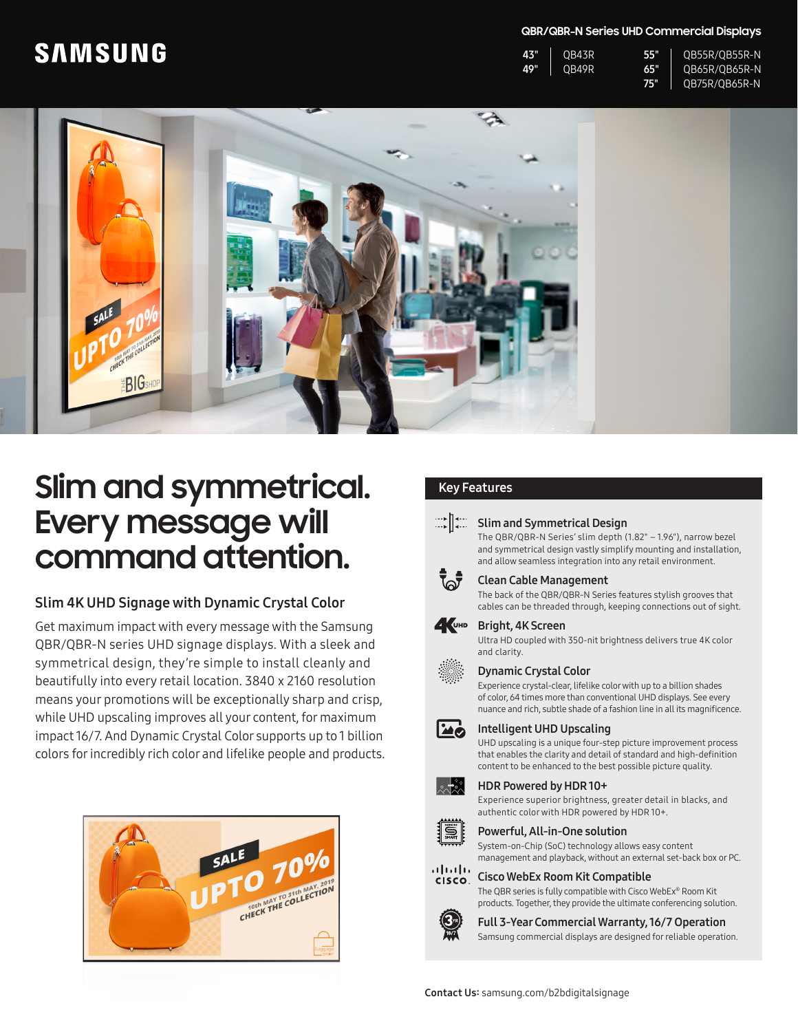SAMSUNG

## QBR/QBR-N Series UHD Commercial Displays

| Size | Model | Size | Model |
|---|---|---|---|
| 43" | QB43R | 55" | QB55R/QB55R-N |
| 49" | QB49R | 65" | QB65R/QB65R-N |
| | | 75" | QB75R/QB65R-N |

# Slim and symmetrical. Every message will command attention.

### Slim 4K UHD Signage with Dynamic Crystal Color

Get maximum impact with every message with the Samsung QBR/QBR-N series UHD signage displays. With a sleek and symmetrical design, they're simple to install cleanly and beautifully into every retail location. 3840 x 2160 resolution means your promotions will be exceptionally sharp and crisp, while UHD upscaling improves all your content, for maximum impact 16/7. And Dynamic Crystal Color supports up to 1 billion colors for incredibly rich color and lifelike people and products.

## Key Features

**Slim and Symmetrical Design**
The QBR/QBR-N Series' slim depth (1.82" – 1.96"), narrow bezel and symmetrical design vastly simplify mounting and installation, and allow seamless integration into any retail environment.

**Clean Cable Management**
The back of the QBR/QBR-N Series features stylish grooves that cables can be threaded through, keeping connections out of sight.

**Bright, 4K Screen**
Ultra HD coupled with 350-nit brightness delivers true 4K color and clarity.

**Dynamic Crystal Color**
Experience crystal-clear, lifelike color with up to a billion shades of color, 64 times more than conventional UHD displays. See every nuance and rich, subtle shade of a fashion line in all its magnificence.

**Intelligent UHD Upscaling**
UHD upscaling is a unique four-step picture improvement process that enables the clarity and detail of standard and high-definition content to be enhanced to the best possible picture quality.

**HDR Powered by HDR 10+**
Experience superior brightness, greater detail in blacks, and authentic color with HDR powered by HDR 10+.

**Powerful, All-in-One solution**
System-on-Chip (SoC) technology allows easy content management and playback, without an external set-back box or PC.

**Cisco WebEx Room Kit Compatible**
The QBR series is fully compatible with Cisco WebEx® Room Kit products. Together, they provide the ultimate conferencing solution.

**Full 3-Year Commercial Warranty, 16/7 Operation**
Samsung commercial displays are designed for reliable operation.

**Contact Us:** samsung.com/b2bdigitalsignage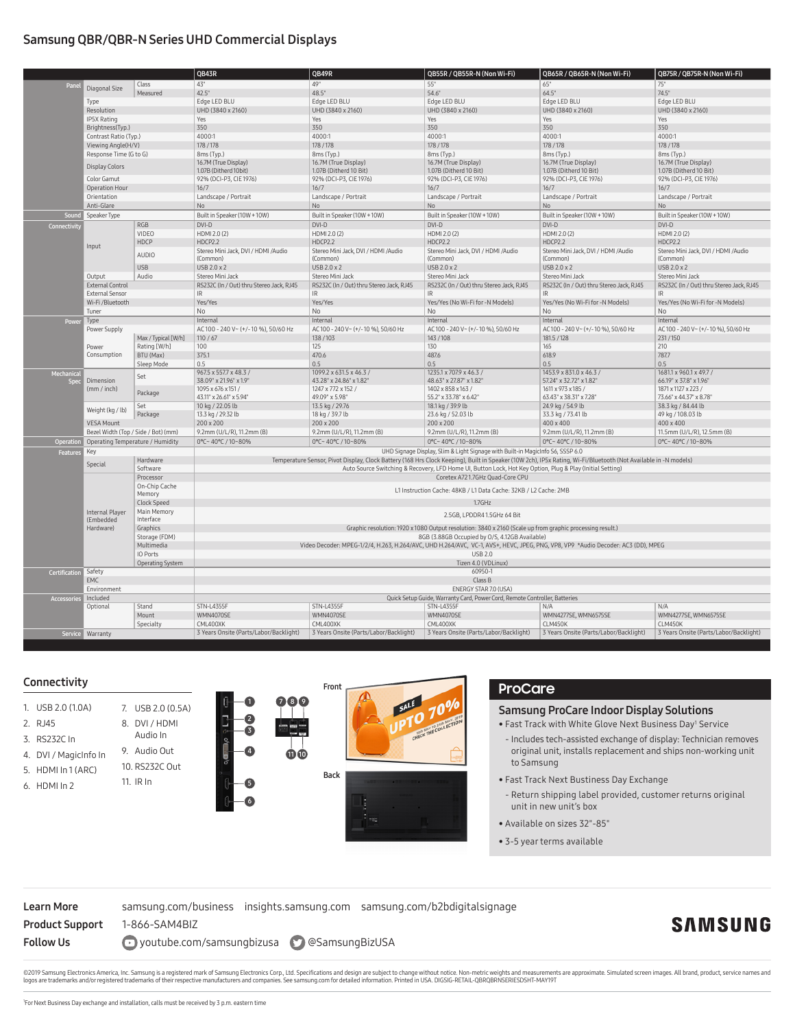## Samsung QBR/QBR-N Series UHD Commercial Displays

| | | | QB43R | QB49R | QB55R / QB55R-N (Non Wi-Fi) | QB65R / QB65R-N (Non Wi-Fi) | QB75R / QB75R-N (Non Wi-Fi) |
|---|---|---|---|---|---|---|---|
| Panel | Diagonal Size | Class | 43" | 49" | 55" | 65" | 75" |
| | | Measured | 42.5" | 48.5" | 54.6" | 64.5" | 74.5" |
| | Type | | Edge LED BLU | Edge LED BLU | Edge LED BLU | Edge LED BLU | Edge LED BLU |
| | Resolution | | UHD (3840 x 2160) | UHD (3840 x 2160) | UHD (3840 x 2160) | UHD (3840 x 2160) | UHD (3840 x 2160) |
| | IPSX Rating | | Yes | Yes | Yes | Yes | Yes |
| | Brightness(Typ.) | | 350 | 350 | 350 | 350 | 350 |
| | Contrast Ratio (Typ.) | | 4000:1 | 4000:1 | 4000:1 | 4000:1 | 4000:1 |
| | Viewing Angle(H/V) | | 178 / 178 | 178 / 178 | 178 / 178 | 178 / 178 | 178 / 178 |
| | Response Time (G to G) | | 8ms (Typ.) | 8ms (Typ.) | 8ms (Typ.) | 8ms (Typ.) | 8ms (Typ.) |
| | Display Colors | | 16.7M (True Display) 1.07B (Dithered 10bit) | 16.7M (True Display) 1.07B (Dithered 10 Bit) | 16.7M (True Display) 1.07B (Dithered 10 Bit) | 16.7M (True Display) 1.07B (Dithered 10 Bit) | 16.7M (True Display) 1.07B (Dithered 10 Bit) |
| | Color Gamut | | 92% (DCI-P3, CIE 1976) | 92% (DCI-P3, CIE 1976) | 92% (DCI-P3, CIE 1976) | 92% (DCI-P3, CIE 1976) | 92% (DCI-P3, CIE 1976) |
| | Operation Hour | | 16/7 | 16/7 | 16/7 | 16/7 | 16/7 |
| | Orientation | | Landscape / Portrait | Landscape / Portrait | Landscape / Portrait | Landscape / Portrait | Landscape / Portrait |
| | Anti-Glare | | No | No | No | No | No |
| Sound | Speaker Type | | Built in Speaker (10W + 10W) | Built in Speaker (10W + 10W) | Built in Speaker (10W + 10W) | Built in Speaker (10W + 10W) | Built in Speaker (10W + 10W) |
| Connectivity | Input | RGB | DVI-D | DVI-D | DVI-D | DVI-D | DVI-D |
| | | VIDEO | HDMI 2.0 (2) | HDMI 2.0 (2) | HDMI 2.0 (2) | HDMI 2.0 (2) | HDMI 2.0 (2) |
| | | HDCP | HDCP2.2 | HDCP2.2 | HDCP2.2 | HDCP2.2 | HDCP2.2 |
| | | AUDIO | Stereo Mini Jack, DVI / HDMI /Audio (Common) | Stereo Mini Jack, DVI / HDMI /Audio (Common) | Stereo Mini Jack, DVI / HDMI /Audio (Common) | Stereo Mini Jack, DVI / HDMI /Audio (Common) | Stereo Mini Jack, DVI / HDMI /Audio (Common) |
| | | USB | USB 2.0 x 2 | USB 2.0 x 2 | USB 2.0 x 2 | USB 2.0 x 2 | USB 2.0 x 2 |
| | Output | Audio | Stereo Mini Jack | Stereo Mini Jack | Stereo Mini Jack | Stereo Mini Jack | Stereo Mini Jack |
| | External Control | | RS232C (In / Out) thru Stereo Jack, RJ45 | RS232C (In / Out) thru Stereo Jack, RJ45 | RS232C (In / Out) thru Stereo Jack, RJ45 | RS232C (In / Out) thru Stereo Jack, RJ45 | RS232C (In / Out) thru Stereo Jack, RJ45 |
| | External Sensor | | IR | IR | IR | IR | IR |
| | Wi-Fi /Bluetooth | | Yes/Yes | Yes/Yes | Yes/Yes (No Wi-Fi for -N Models) | Yes/Yes (No Wi-Fi for -N Models) | Yes/Yes (No Wi-Fi for -N Models) |
| | Tuner | | No | No | No | No | No |
| Power | Type | | Internal | Internal | Internal | Internal | Internal |
| | Power Supply | | AC 100 - 240 V~ (+/- 10 %), 50/60 Hz | AC 100 - 240 V~ (+/- 10 %), 50/60 Hz | AC 100 - 240 V~ (+/- 10 %), 50/60 Hz | AC 100 - 240 V~ (+/- 10 %), 50/60 Hz | AC 100 - 240 V~ (+/- 10 %), 50/60 Hz |
| | Power Consumption | Max / Typical [W/h] | 110 / 67 | 138 / 103 | 143 / 108 | 181.5 / 128 | 231 / 150 |
| | | Rating [W/h] | 100 | 125 | 130 | 165 | 210 |
| | | BTU (Max) | 375.1 | 470.6 | 487.6 | 618.9 | 787.7 |
| | | Sleep Mode | 0.5 | 0.5 | 0.5 | 0.5 | 0.5 |
| Mechanical Spec | Dimension (mm / inch) | Set | 967.5 x 557.7 x 48.3 / 38.09" x 21.96" x 1.9" | 1099.2 x 631.5 x 46.3 / 43.28" x 24.86" x 1.82" | 1235.1 x 707.9 x 46.3 / 48.63" x 27.87" x 1.82" | 1453.9 x 831.0 x 46.3 / 57.24" x 32.72" x 1.82" | 1681.1 x 960.1 x 49.7 / 66.19" x 37.8" x 1.96" |
| | | Package | 1095 x 676 x 151 / 43.11" x 26.61" x 5.94" | 1247 x 772 x 152 / 49.09" x 5.98" | 1402 x 858 x 163 / 55.2" x 33.78" x 6.42" | 1611 x 973 x 185 / 63.43" x 38.31" x 7.28" | 1871 x 1127 x 223 / 73.66" x 44.37" x 8.78" |
| | Weight (kg / lb) | Set | 10 kg / 22.05 lb | 13.5 kg / 29.76 | 18.1 kg / 39.9 lb | 24.9 kg / 54.9 lb | 38.3 kg / 84.44 lb |
| | | Package | 13.3 kg / 29.32 lb | 18 kg / 39.7 lb | 23.6 kg / 52.03 lb | 33.3 kg / 73.41 lb | 49 kg / 108.03 lb |
| | VESA Mount | | 200 x 200 | 200 x 200 | 200 x 200 | 400 x 400 | 400 x 400 |
| | Bezel Width (Top / Side / Bot) (mm) | | 9.2mm (U/L/R), 11.2mm (B) | 9.2mm (U/L/R), 11.2mm (B) | 9.2mm (U/L/R), 11.2mm (B) | 9.2mm (U/L/R), 11.2mm (B) | 11.5mm (U/L/R), 12.5mm (B) |
| Operation | Operating Temperature / Humidity | | 0°C~ 40°C / 10~80% | 0°C~ 40°C / 10~80% | 0°C~ 40°C / 10~80% | 0°C~ 40°C / 10~80% | 0°C~ 40°C / 10~80% |
| Features | Key | | UHD Signage Display, Slim & Light Signage with Built-in MagicInfo S6, SSSP 6.0 | | | | |
| | Special | Hardware | Temperature Sensor, Pivot Display, Clock Battery (168 Hrs Clock Keeping), Built in Speaker (10W 2ch), IPSx Rating, Wi-Fi/Bluetooth (Not Available in -N models) | | | | |
| | | Software | Auto Source Switching & Recovery, LFD Home UI, Button Lock, Hot Key Option, Plug & Play (Initial Setting) | | | | |
| | Internal Player (Embedded Hardware) | Processor | Coretex A72 1.7GHz Quad-Core CPU | | | | |
| | | On-Chip Cache Memory | L1 Instruction Cache: 48KB / L1 Data Cache: 32KB / L2 Cache: 2MB | | | | |
| | | Clock Speed | 1.7GHz | | | | |
| | | Main Memory Interface | 2.5GB, LPDDR4 1.5GHz 64 Bit | | | | |
| | | Graphics | Graphic resolution: 1920 x 1080 Output resolution: 3840 x 2160 (Scale up from graphic processing result.) | | | | |
| | | Storage (FDM) | 8GB (3.88GB Occupied by O/S, 4.12GB Available) | | | | |
| | | Multimedia | Video Decoder: MPEG-1/2/4, H.263, H.264/AVC, UHD H.264/AVC, VC-1, AVS+, HEVC, JPEG, PNG, VP8, VP9 *Audio Decoder: AC3 (DD), MPEG | | | | |
| | | IO Ports | USB 2.0 | | | | |
| | | Operating System | Tizen 4.0 (VDLinux) | | | | |
| Certification | Safety | | 60950-1 | | | | |
| | EMC | | Class B | | | | |
| | Environment | | ENERGY STAR 7.0 (USA) | | | | |
| Accessories | Included | | Quick Setup Guide, Warranty Card, Power Cord, Remote Controller, Batteries | | | | |
| | Optional | Stand | STN-L4355F | STN-L4355F | STN-L4355F | N/A | N/A |
| | | Mount | WMN4070SE | WMN4070SE | WMN4070SE | WMN4277SE, WMN6575SE | WMN4277SE, WMN6575SE |
| | | Specialty | CML400KK | CML400KK | CML400KK | CLM450K | CLM450K |
| Service | Warranty | | 3 Years Onsite (Parts/Labor/Backlight) | 3 Years Onsite (Parts/Labor/Backlight) | 3 Years Onsite (Parts/Labor/Backlight) | 3 Years Onsite (Parts/Labor/Backlight) | 3 Years Onsite (Parts/Labor/Backlight) |

## Connectivity

1. USB 2.0 (1.0A)
2. RJ45
3. RS232C In
4. DVI / MagicInfo In
5. HDMI In 1 (ARC)
6. HDMI In 2
7. USB 2.0 (0.5A)
8. DVI / HDMI Audio In
9. Audio Out
10. RS232C Out
11. IR In

Front

Back

## ProCare

### Samsung ProCare Indoor Display Solutions

- Fast Track with White Glove Next Business Day[1] Service
  - Includes tech-assisted exchange of display: Technician removes original unit, installs replacement and ships non-working unit to Samsung
- Fast Track Next Business Day Exchange
  - Return shipping label provided, customer returns original unit in new unit's box
- Available on sizes 32"-85"
- 3-5 year terms available

**Learn More** samsung.com/business insights.samsung.com samsung.com/b2bdigitalsignage

**Product Support** 1-866-SAM4BIZ

**Follow Us** youtube.com/samsungbizusa @SamsungBizUSA

SAMSUNG

©2019 Samsung Electronics America, Inc. Samsung is a registered mark of Samsung Electronics Corp., Ltd. Specifications and design are subject to change without notice. Non-metric weights and measurements are approximate. Simulated screen images. All brand, product, service names and logos are trademarks and/or registered trademarks of their respective manufacturers and companies. See samsung.com for detailed information. Printed in USA. DIGSIG-RETAIL-QBRQBRNSERIESDSHT-MAY19T

[1]For Next Business Day exchange and installation, calls must be received by 3 p.m. eastern time